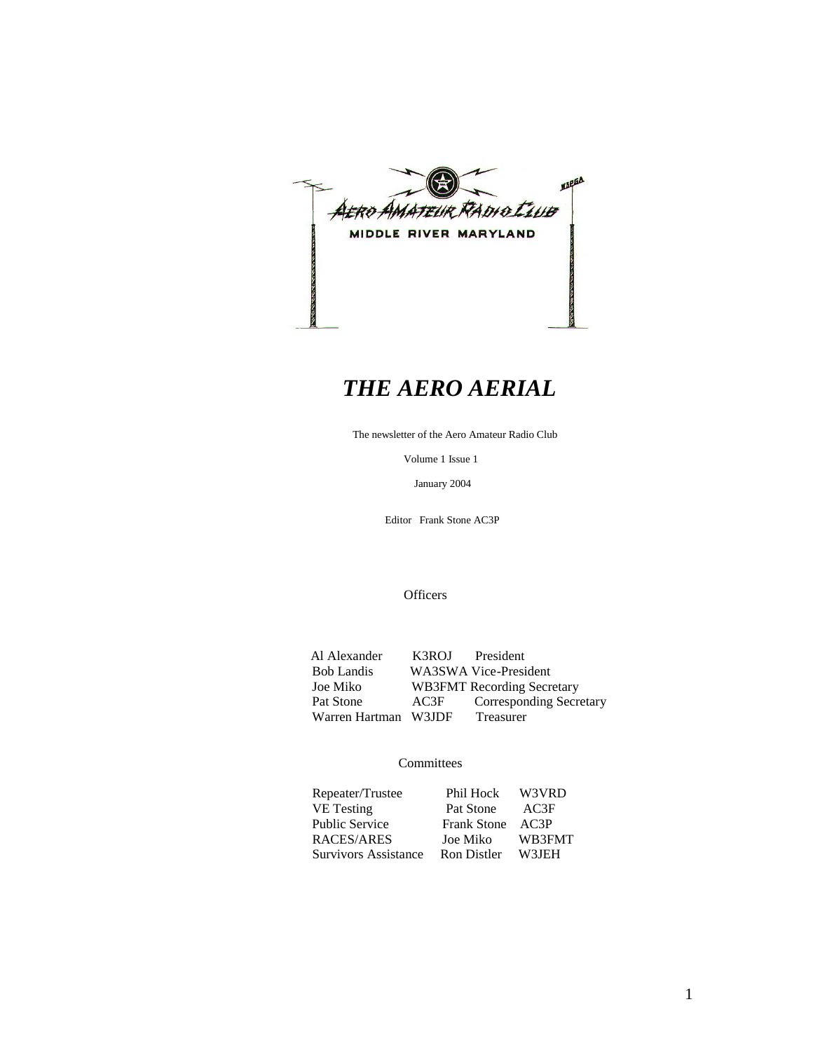Aero Amateur Radio Club

MIDDLE RIVER MARYLAND

W3PGA

# *THE AERO AERIAL*

The newsletter of the Aero Amateur Radio Club

Volume 1 Issue 1

January 2004

Editor Frank Stone AC3P

## Officers

| | | |
|---|---|---|
| Al Alexander | K3ROJ | President |
| Bob Landis | WA3SWA | Vice-President |
| Joe Miko | WB3FMT | Recording Secretary |
| Pat Stone | AC3F | Corresponding Secretary |
| Warren Hartman | W3JDF | Treasurer |

## Committees

| | | |
|---|---|---|
| Repeater/Trustee | Phil Hock | W3VRD |
| VE Testing | Pat Stone | AC3F |
| Public Service | Frank Stone | AC3P |
| RACES/ARES | Joe Miko | WB3FMT |
| Survivors Assistance | Ron Distler | W3JEH |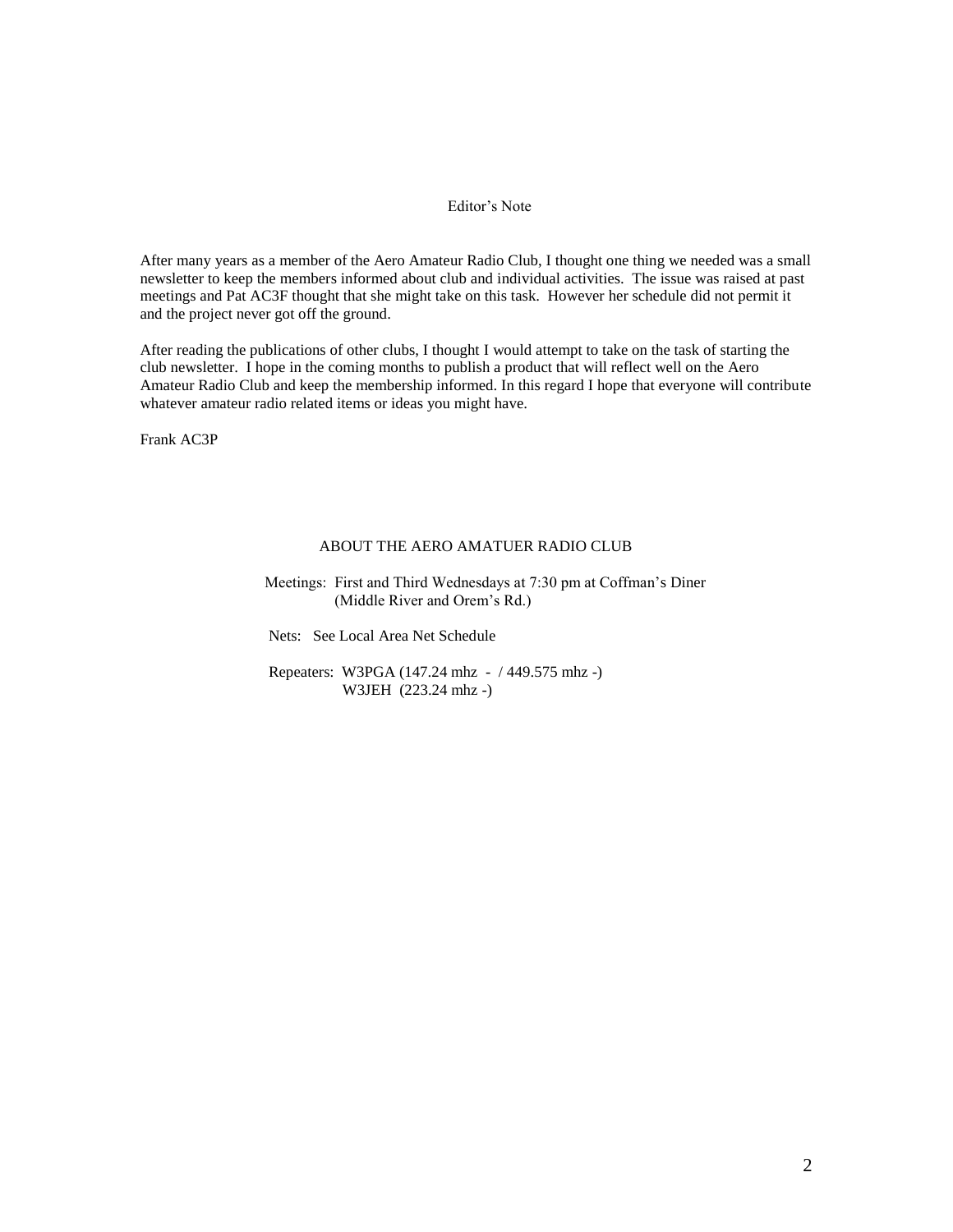## Editor's Note

After many years as a member of the Aero Amateur Radio Club, I thought one thing we needed was a small newsletter to keep the members informed about club and individual activities. The issue was raised at past meetings and Pat AC3F thought that she might take on this task. However her schedule did not permit it and the project never got off the ground.

After reading the publications of other clubs, I thought I would attempt to take on the task of starting the club newsletter. I hope in the coming months to publish a product that will reflect well on the Aero Amateur Radio Club and keep the membership informed. In this regard I hope that everyone will contribute whatever amateur radio related items or ideas you might have.

Frank AC3P

## ABOUT THE AERO AMATUER RADIO CLUB

Meetings: First and Third Wednesdays at 7:30 pm at Coffman's Diner
(Middle River and Orem's Rd.)

Nets: See Local Area Net Schedule

Repeaters: W3PGA (147.24 mhz - / 449.575 mhz -)
W3JEH (223.24 mhz -)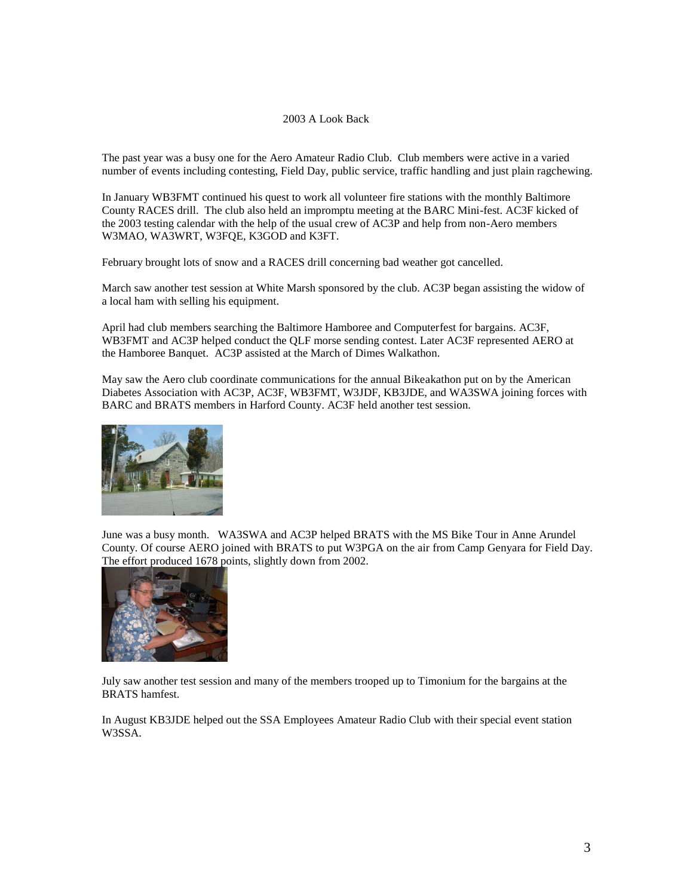# 2003 A Look Back

The past year was a busy one for the Aero Amateur Radio Club. Club members were active in a varied number of events including contesting, Field Day, public service, traffic handling and just plain ragchewing.

In January WB3FMT continued his quest to work all volunteer fire stations with the monthly Baltimore County RACES drill. The club also held an impromptu meeting at the BARC Mini-fest. AC3F kicked of the 2003 testing calendar with the help of the usual crew of AC3P and help from non-Aero members W3MAO, WA3WRT, W3FQE, K3GOD and K3FT.

February brought lots of snow and a RACES drill concerning bad weather got cancelled.

March saw another test session at White Marsh sponsored by the club. AC3P began assisting the widow of a local ham with selling his equipment.

April had club members searching the Baltimore Hamboree and Computerfest for bargains. AC3F, WB3FMT and AC3P helped conduct the QLF morse sending contest. Later AC3F represented AERO at the Hamboree Banquet. AC3P assisted at the March of Dimes Walkathon.

May saw the Aero club coordinate communications for the annual Bikeakathon put on by the American Diabetes Association with AC3P, AC3F, WB3FMT, W3JDF, KB3JDE, and WA3SWA joining forces with BARC and BRATS members in Harford County. AC3F held another test session.

June was a busy month. WA3SWA and AC3P helped BRATS with the MS Bike Tour in Anne Arundel County. Of course AERO joined with BRATS to put W3PGA on the air from Camp Genyara for Field Day. The effort produced 1678 points, slightly down from 2002.

July saw another test session and many of the members trooped up to Timonium for the bargains at the BRATS hamfest.

In August KB3JDE helped out the SSA Employees Amateur Radio Club with their special event station W3SSA.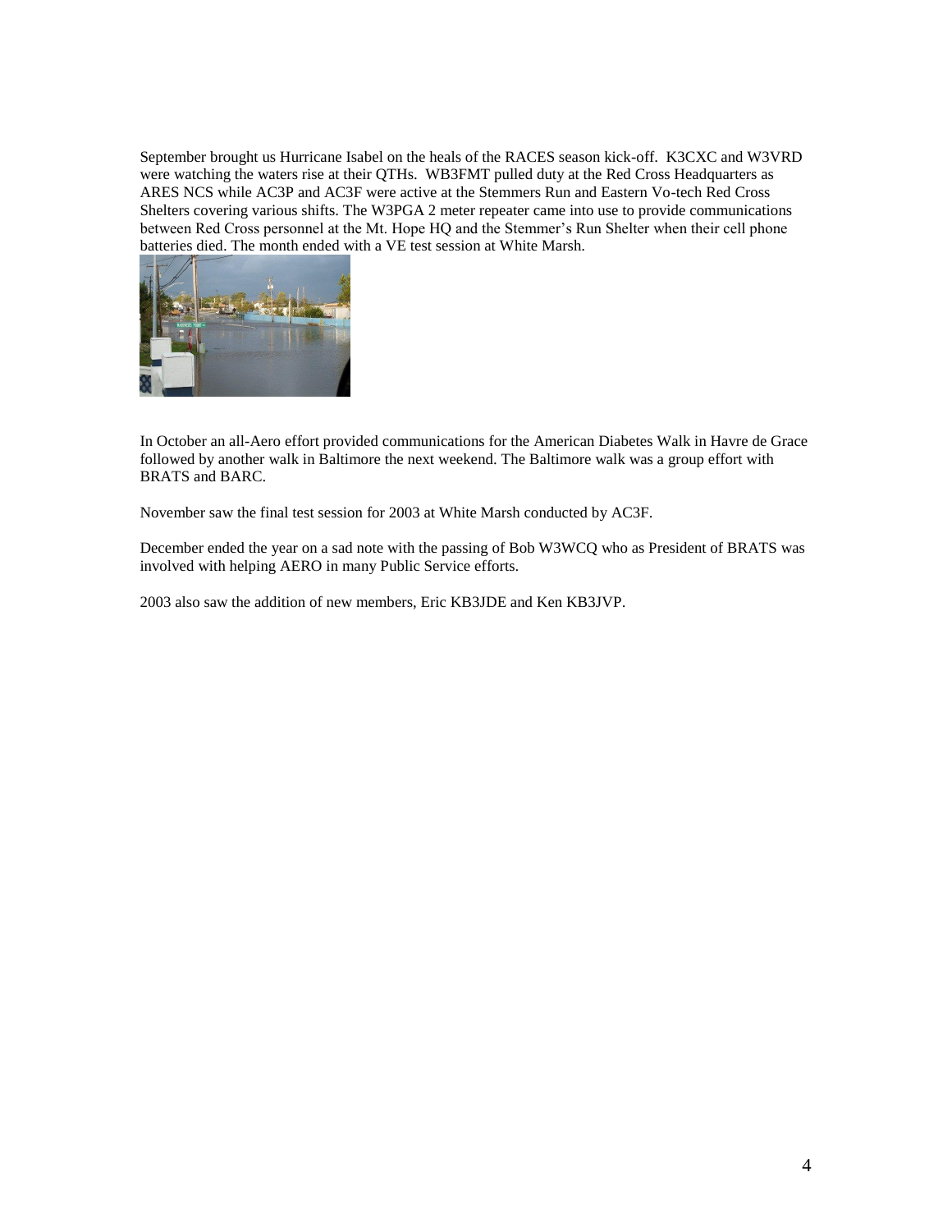September brought us Hurricane Isabel on the heals of the RACES season kick-off. K3CXC and W3VRD were watching the waters rise at their QTHs. WB3FMT pulled duty at the Red Cross Headquarters as ARES NCS while AC3P and AC3F were active at the Stemmers Run and Eastern Vo-tech Red Cross Shelters covering various shifts. The W3PGA 2 meter repeater came into use to provide communications between Red Cross personnel at the Mt. Hope HQ and the Stemmer's Run Shelter when their cell phone batteries died. The month ended with a VE test session at White Marsh.

In October an all-Aero effort provided communications for the American Diabetes Walk in Havre de Grace followed by another walk in Baltimore the next weekend. The Baltimore walk was a group effort with BRATS and BARC.

November saw the final test session for 2003 at White Marsh conducted by AC3F.

December ended the year on a sad note with the passing of Bob W3WCQ who as President of BRATS was involved with helping AERO in many Public Service efforts.

2003 also saw the addition of new members, Eric KB3JDE and Ken KB3JVP.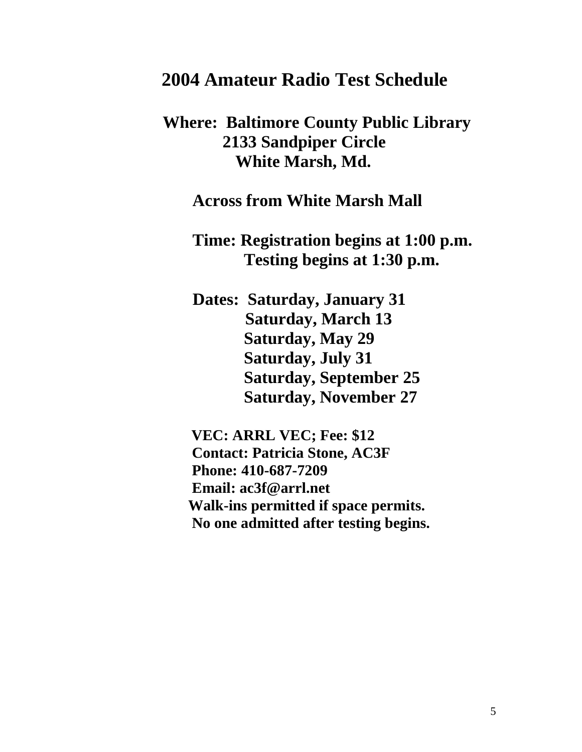# 2004 Amateur Radio Test Schedule

**Where: Baltimore County Public Library**
**2133 Sandpiper Circle**
**White Marsh, Md.**

**Across from White Marsh Mall**

**Time: Registration begins at 1:00 p.m.**
**Testing begins at 1:30 p.m.**

**Dates: Saturday, January 31**
**Saturday, March 13**
**Saturday, May 29**
**Saturday, July 31**
**Saturday, September 25**
**Saturday, November 27**

**VEC: ARRL VEC; Fee: $12**
**Contact: Patricia Stone, AC3F**
**Phone: 410-687-7209**
**Email: ac3f@arrl.net**
**Walk-ins permitted if space permits.**
**No one admitted after testing begins.**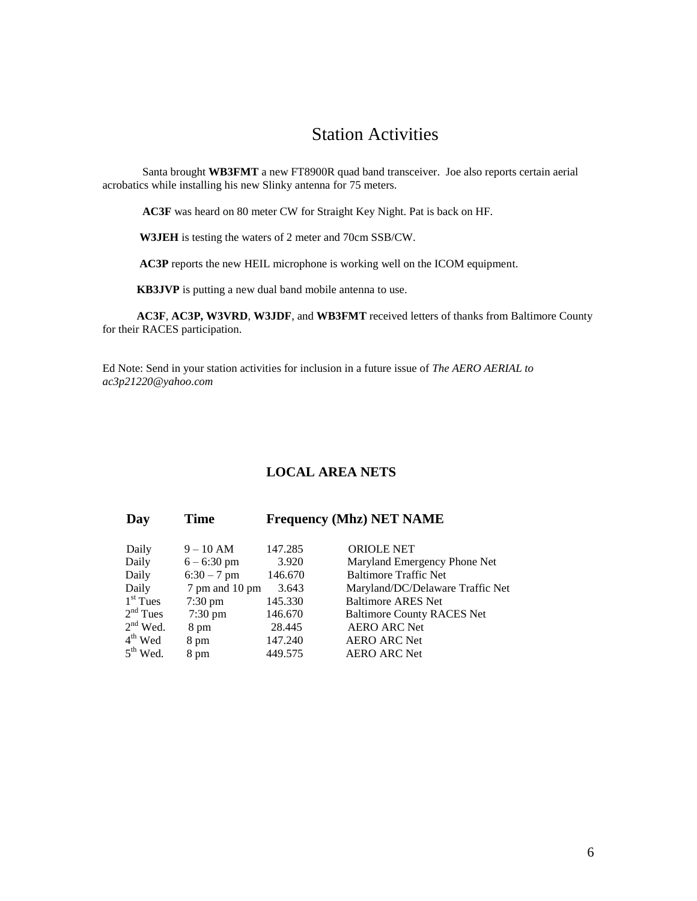# Station Activities

Santa brought **WB3FMT** a new FT8900R quad band transceiver. Joe also reports certain aerial acrobatics while installing his new Slinky antenna for 75 meters.

**AC3F** was heard on 80 meter CW for Straight Key Night. Pat is back on HF.

**W3JEH** is testing the waters of 2 meter and 70cm SSB/CW.

**AC3P** reports the new HEIL microphone is working well on the ICOM equipment.

**KB3JVP** is putting a new dual band mobile antenna to use.

**AC3F**, **AC3P, W3VRD**, **W3JDF**, and **WB3FMT** received letters of thanks from Baltimore County for their RACES participation.

Ed Note: Send in your station activities for inclusion in a future issue of *The AERO AERIAL to ac3p21220@yahoo.com*

## LOCAL AREA NETS

| Day | Time | Frequency (Mhz) | NET NAME |
|---|---|---|---|
| Daily | 9 – 10 AM | 147.285 | ORIOLE NET |
| Daily | 6 – 6:30 pm | 3.920 | Maryland Emergency Phone Net |
| Daily | 6:30 – 7 pm | 146.670 | Baltimore Traffic Net |
| Daily | 7 pm and 10 pm | 3.643 | Maryland/DC/Delaware Traffic Net |
| 1st Tues | 7:30 pm | 145.330 | Baltimore ARES Net |
| 2nd Tues | 7:30 pm | 146.670 | Baltimore County RACES Net |
| 2nd Wed. | 8 pm | 28.445 | AERO ARC Net |
| 4th Wed | 8 pm | 147.240 | AERO ARC Net |
| 5th Wed. | 8 pm | 449.575 | AERO ARC Net |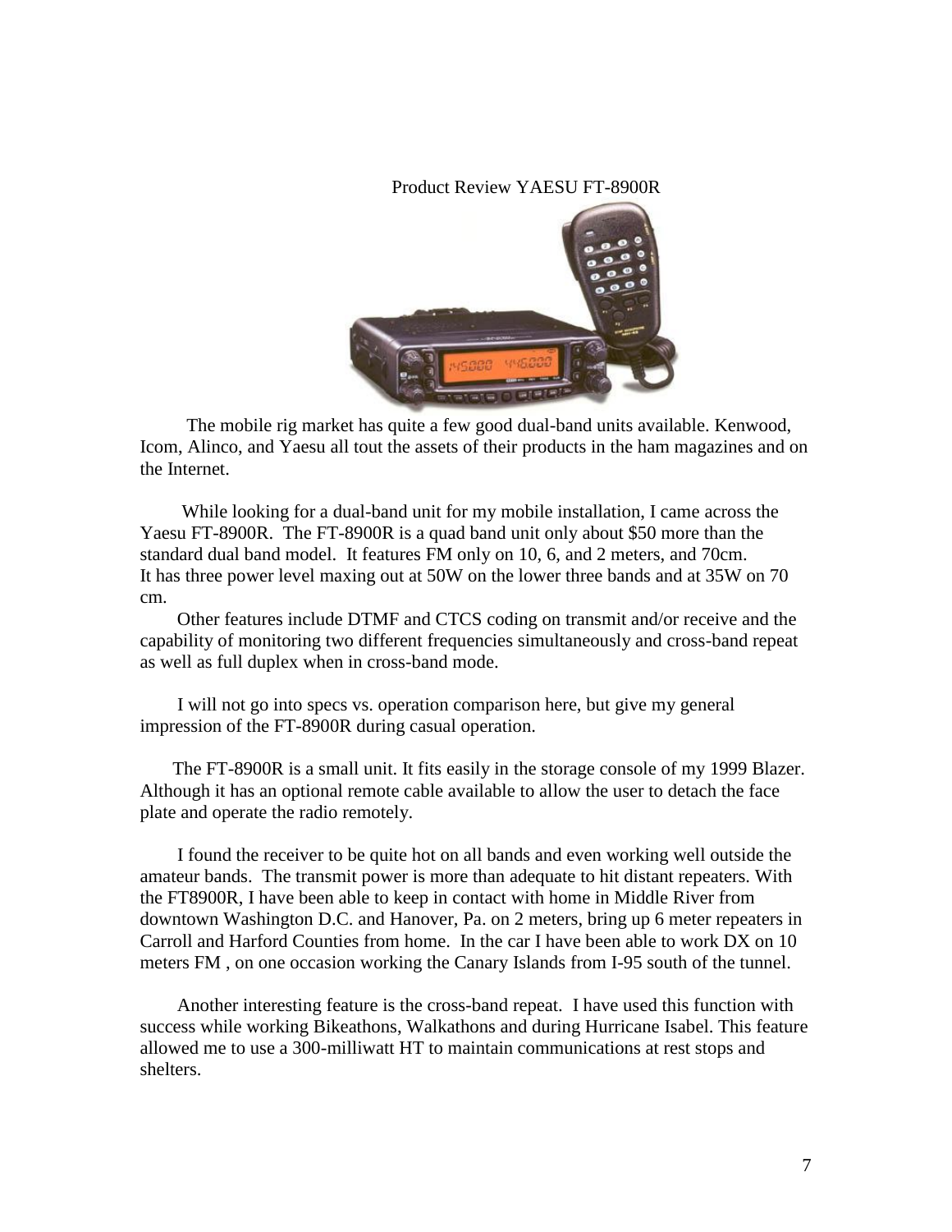# Product Review YAESU FT-8900R

The mobile rig market has quite a few good dual-band units available. Kenwood, Icom, Alinco, and Yaesu all tout the assets of their products in the ham magazines and on the Internet.

While looking for a dual-band unit for my mobile installation, I came across the Yaesu FT-8900R. The FT-8900R is a quad band unit only about $50 more than the standard dual band model. It features FM only on 10, 6, and 2 meters, and 70cm. It has three power level maxing out at 50W on the lower three bands and at 35W on 70 cm.

Other features include DTMF and CTCS coding on transmit and/or receive and the capability of monitoring two different frequencies simultaneously and cross-band repeat as well as full duplex when in cross-band mode.

I will not go into specs vs. operation comparison here, but give my general impression of the FT-8900R during casual operation.

The FT-8900R is a small unit. It fits easily in the storage console of my 1999 Blazer. Although it has an optional remote cable available to allow the user to detach the face plate and operate the radio remotely.

I found the receiver to be quite hot on all bands and even working well outside the amateur bands. The transmit power is more than adequate to hit distant repeaters. With the FT8900R, I have been able to keep in contact with home in Middle River from downtown Washington D.C. and Hanover, Pa. on 2 meters, bring up 6 meter repeaters in Carroll and Harford Counties from home. In the car I have been able to work DX on 10 meters FM , on one occasion working the Canary Islands from I-95 south of the tunnel.

Another interesting feature is the cross-band repeat. I have used this function with success while working Bikeathons, Walkathons and during Hurricane Isabel. This feature allowed me to use a 300-milliwatt HT to maintain communications at rest stops and shelters.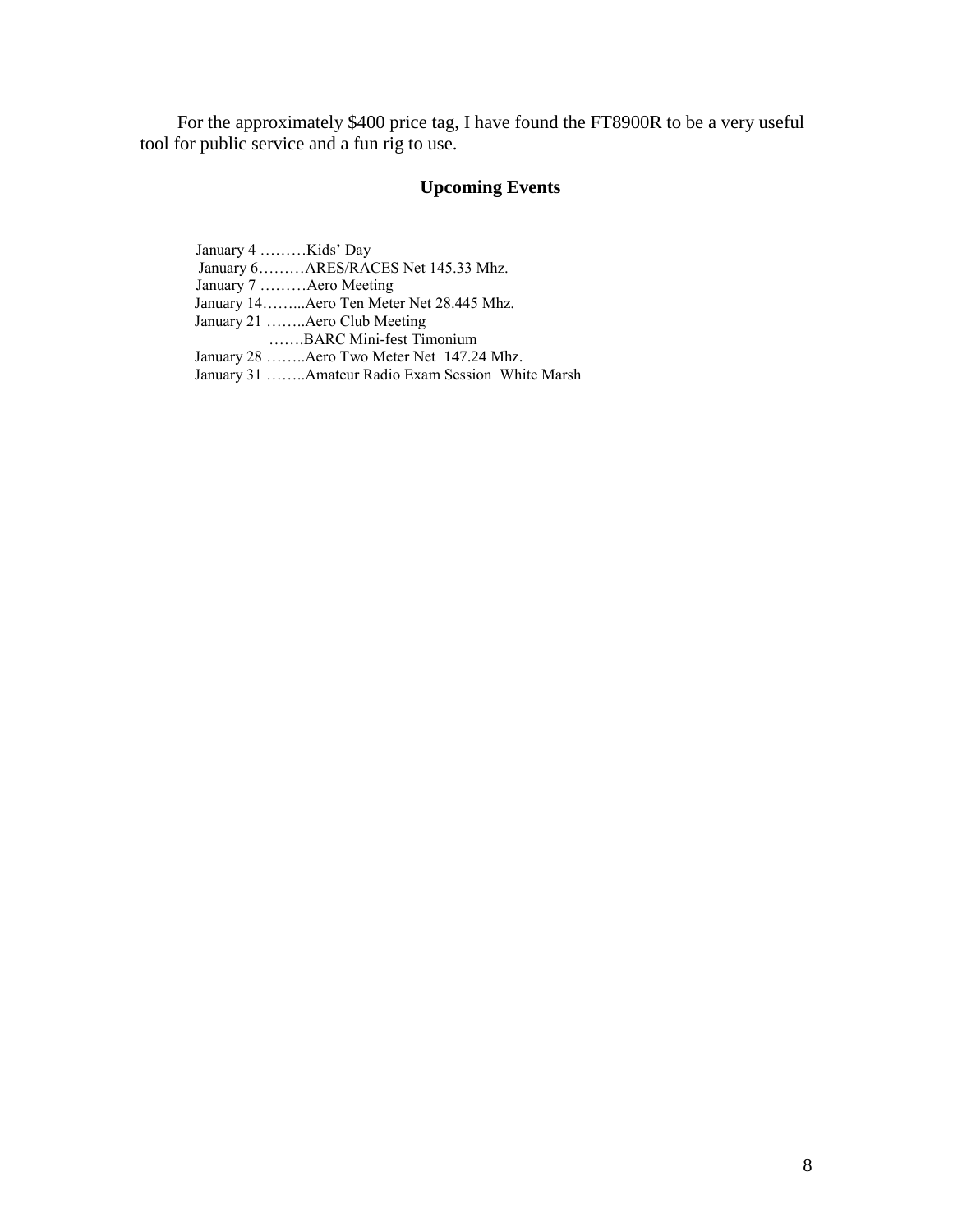For the approximately $400 price tag, I have found the FT8900R to be a very useful tool for public service and a fun rig to use.

## Upcoming Events

January 4 ………Kids' Day
January 6………ARES/RACES Net 145.33 Mhz.
January 7 ………Aero Meeting
January 14……...Aero Ten Meter Net 28.445 Mhz.
January 21 ……..Aero Club Meeting
…….BARC Mini-fest Timonium
January 28 ……..Aero Two Meter Net 147.24 Mhz.
January 31 ……..Amateur Radio Exam Session White Marsh